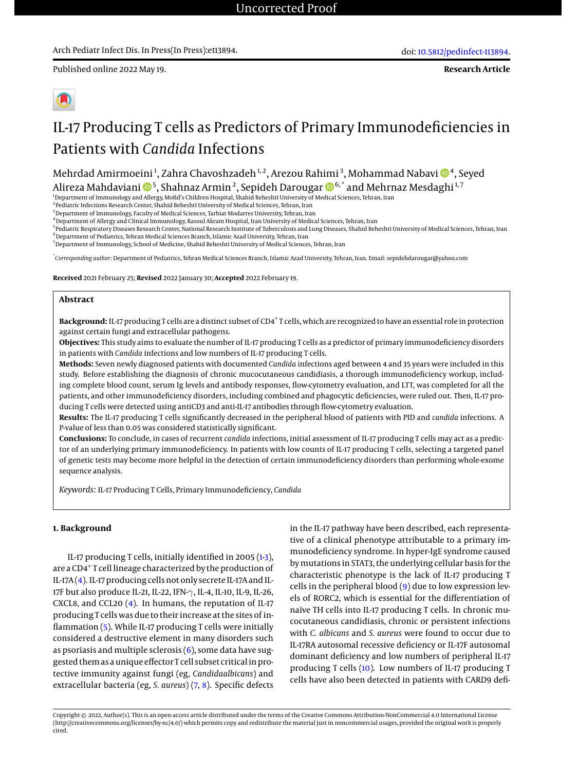Published online 2022 May 19.

**Research Article**

# IL-17 Producing T cells as Predictors of Primary Immunodeficiencies in Patients with *Candida* Infections

Mehrdad Amirmoeini[1], Zahra Chavoshzadeh[1,2], Arezou Rahimi[3], Mohammad Nabavi[4], Seyed Alireza Mahdaviani[5], Shahnaz Armin[2], Sepideh Darougar[6,*] and Mehrnaz Mesdaghi[1,7]

[1]Department of Immunology and Allergy, Mofid's Children Hospital, Shahid Beheshti University of Medical Sciences, Tehran, Iran
[2]Pediatric Infections Research Center, Shahid Beheshti University of Medical Sciences, Tehran, Iran
[3]Department of Immunology, Faculty of Medical Sciences, Tarbiat Modarres University, Tehran, Iran
[4]Department of Allergy and Clinical Immunology, Rasoul Akram Hospital, Iran University of Medical Sciences, Tehran, Iran
[5]Pediatric Respiratory Diseases Research Center, National Research Institute of Tuberculosis and Lung Diseases, Shahid Beheshti University of Medical Sciences, Tehran, Iran
[6]Department of Pediatrics, Tehran Medical Sciences Branch, Islamic Azad University, Tehran, Iran
[7]Department of Immunology, School of Medicine, Shahid Beheshti University of Medical Sciences, Tehran, Iran

[*]*Corresponding author*: Department of Pediatrics, Tehran Medical Sciences Branch, Islamic Azad University, Tehran, Iran. Email: sepidehdarougar@yahoo.com

**Received** 2021 February 25; **Revised** 2022 January 30; **Accepted** 2022 February 19.

## Abstract

**Background:** IL-17 producing T cells are a distinct subset of CD4$^+$ T cells, which are recognized to have an essential role in protection against certain fungi and extracellular pathogens.

**Objectives:** This study aims to evaluate the number of IL-17 producing T cells as a predictor of primary immunodeficiency disorders in patients with *Candida* infections and low numbers of IL-17 producing T cells.

**Methods:** Seven newly diagnosed patients with documented *Candida* infections aged between 4 and 35 years were included in this study. Before establishing the diagnosis of chronic mucocutaneous candidiasis, a thorough immunodeficiency workup, including complete blood count, serum Ig levels and antibody responses, flow-cytometry evaluation, and LTT, was completed for all the patients, and other immunodeficiency disorders, including combined and phagocytic deficiencies, were ruled out. Then, IL-17 producing T cells were detected using antiCD3 and anti-IL-17 antibodies through flow-cytometry evaluation.

**Results:** The IL-17 producing T cells significantly decreased in the peripheral blood of patients with PID and *candida* infections. A P-value of less than 0.05 was considered statistically significant.

**Conclusions:** To conclude, in cases of recurrent *candida* infections, initial assessment of IL-17 producing T cells may act as a predictor of an underlying primary immunodeficiency. In patients with low counts of IL-17 producing T cells, selecting a targeted panel of genetic tests may become more helpful in the detection of certain immunodeficiency disorders than performing whole-exome sequence analysis.

*Keywords:* IL-17 Producing T Cells, Primary Immunodeficiency, *Candida*

## 1. Background

IL-17 producing T cells, initially identified in 2005 (1-3), are a CD4$^+$ T cell lineage characterized by the production of IL-17A (4). IL-17 producing cells not only secrete IL-17A and IL-17F but also produce IL-21, IL-22, IFN-$\gamma$, IL-4, IL-10, IL-9, IL-26, CXCL8, and CCL20 (4). In humans, the reputation of IL-17 producing T cells was due to their increase at the sites of inflammation (5). While IL-17 producing T cells were initially considered a destructive element in many disorders such as psoriasis and multiple sclerosis (6), some data have suggested them as a unique effector T cell subset critical in protective immunity against fungi (eg, *Candidaalbicans*) and extracellular bacteria (eg, *S. aureus*) (7, 8). Specific defects in the IL-17 pathway have been described, each representative of a clinical phenotype attributable to a primary immunodeficiency syndrome. In hyper-IgE syndrome caused by mutations in STAT3, the underlying cellular basis for the characteristic phenotype is the lack of IL-17 producing T cells in the peripheral blood (9) due to low expression levels of RORC2, which is essential for the differentiation of naïve TH cells into IL-17 producing T cells. In chronic mucocutaneous candidiasis, chronic or persistent infections with *C. albicans* and *S. aureus* were found to occur due to IL-17RA autosomal recessive deficiency or IL-17F autosomal dominant deficiency and low numbers of peripheral IL-17 producing T cells (10). Low numbers of IL-17 producing T cells have also been detected in patients with CARD9 defi-

Copyright © 2022, Author(s). This is an open-access article distributed under the terms of the Creative Commons Attribution-NonCommercial 4.0 International License (http://creativecommons.org/licenses/by-nc/4.0/) which permits copy and redistribute the material just in noncommercial usages, provided the original work is properly cited.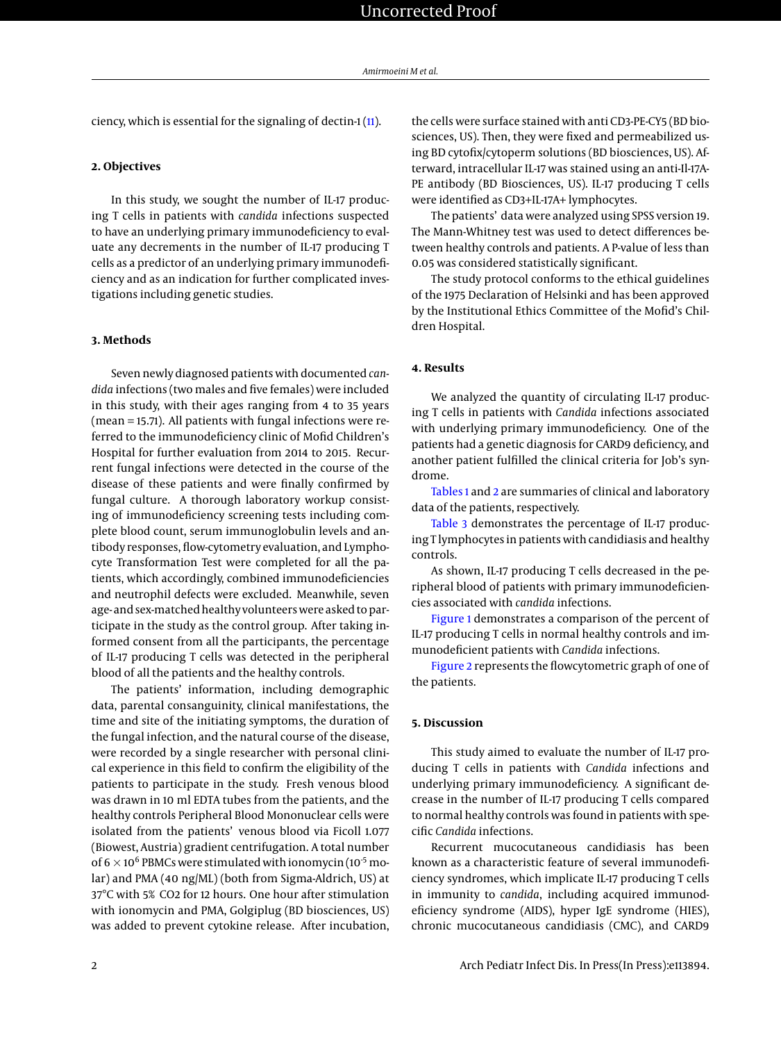ciency, which is essential for the signaling of dectin-1 (11).

## 2. Objectives

In this study, we sought the number of IL-17 producing T cells in patients with *candida* infections suspected to have an underlying primary immunodeficiency to evaluate any decrements in the number of IL-17 producing T cells as a predictor of an underlying primary immunodeficiency and as an indication for further complicated investigations including genetic studies.

## 3. Methods

Seven newly diagnosed patients with documented *candida* infections (two males and five females) were included in this study, with their ages ranging from 4 to 35 years (mean = 15.71). All patients with fungal infections were referred to the immunodeficiency clinic of Mofid Children's Hospital for further evaluation from 2014 to 2015. Recurrent fungal infections were detected in the course of the disease of these patients and were finally confirmed by fungal culture. A thorough laboratory workup consisting of immunodeficiency screening tests including complete blood count, serum immunoglobulin levels and antibody responses, flow-cytometry evaluation, and Lymphocyte Transformation Test were completed for all the patients, which accordingly, combined immunodeficiencies and neutrophil defects were excluded. Meanwhile, seven age- and sex-matched healthy volunteers were asked to participate in the study as the control group. After taking informed consent from all the participants, the percentage of IL-17 producing T cells was detected in the peripheral blood of all the patients and the healthy controls.

The patients' information, including demographic data, parental consanguinity, clinical manifestations, the time and site of the initiating symptoms, the duration of the fungal infection, and the natural course of the disease, were recorded by a single researcher with personal clinical experience in this field to confirm the eligibility of the patients to participate in the study. Fresh venous blood was drawn in 10 ml EDTA tubes from the patients, and the healthy controls Peripheral Blood Mononuclear cells were isolated from the patients' venous blood via Ficoll 1.077 (Biowest, Austria) gradient centrifugation. A total number of $6 \times 10^6$ PBMCs were stimulated with ionomycin ($10^{-5}$ molar) and PMA (40 ng/ML) (both from Sigma-Aldrich, US) at 37°C with 5% $CO_2$ for 12 hours. One hour after stimulation with ionomycin and PMA, Golgiplug (BD biosciences, US) was added to prevent cytokine release. After incubation, the cells were surface stained with anti CD3-PE-CY5 (BD biosciences, US). Then, they were fixed and permeabilized using BD cytofix/cytoperm solutions (BD biosciences, US). Afterward, intracellular IL-17 was stained using an anti-Il-17A-PE antibody (BD Biosciences, US). IL-17 producing T cells were identified as CD3+IL-17A+ lymphocytes.

The patients' data were analyzed using SPSS version 19. The Mann-Whitney test was used to detect differences between healthy controls and patients. A P-value of less than 0.05 was considered statistically significant.

The study protocol conforms to the ethical guidelines of the 1975 Declaration of Helsinki and has been approved by the Institutional Ethics Committee of the Mofid's Children Hospital.

## 4. Results

We analyzed the quantity of circulating IL-17 producing T cells in patients with *Candida* infections associated with underlying primary immunodeficiency. One of the patients had a genetic diagnosis for CARD9 deficiency, and another patient fulfilled the clinical criteria for Job's syndrome.

Tables 1 and 2 are summaries of clinical and laboratory data of the patients, respectively.

Table 3 demonstrates the percentage of IL-17 producing T lymphocytes in patients with candidiasis and healthy controls.

As shown, IL-17 producing T cells decreased in the peripheral blood of patients with primary immunodeficiencies associated with *candida* infections.

Figure 1 demonstrates a comparison of the percent of IL-17 producing T cells in normal healthy controls and immunodeficient patients with *Candida* infections.

Figure 2 represents the flowcytometric graph of one of the patients.

## 5. Discussion

This study aimed to evaluate the number of IL-17 producing T cells in patients with *Candida* infections and underlying primary immunodeficiency. A significant decrease in the number of IL-17 producing T cells compared to normal healthy controls was found in patients with specific *Candida* infections.

Recurrent mucocutaneous candidiasis has been known as a characteristic feature of several immunodeficiency syndromes, which implicate IL-17 producing T cells in immunity to *candida*, including acquired immunodeficiency syndrome (AIDS), hyper IgE syndrome (HIES), chronic mucocutaneous candidiasis (CMC), and CARD9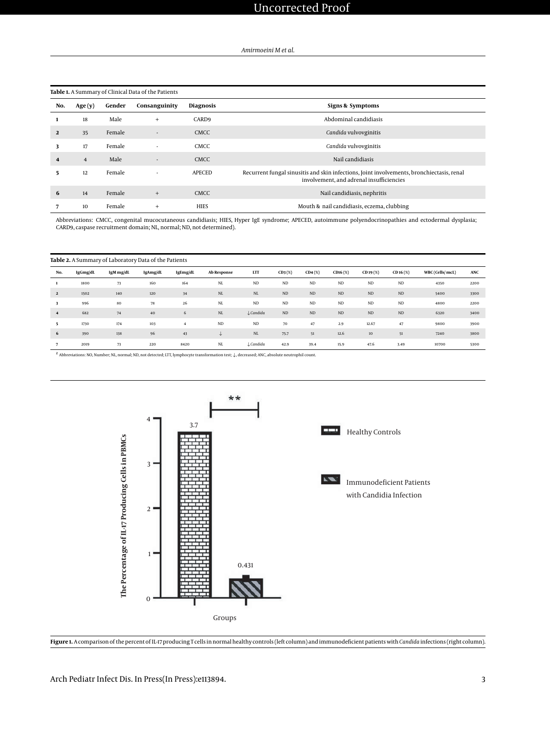**Table 1.** A Summary of Clinical Data of the Patients

| No. | Age (y) | Gender | Consanguinity | Diagnosis | Signs & Symptoms |
|---|---|---|---|---|---|
| **1** | 18 | Male | + | CARD9 | Abdominal candidiasis |
| **2** | 35 | Female | - | CMCC | *Candida* vulvovginitis |
| **3** | 17 | Female | - | CMCC | *Candida* vulvovginitis |
| **4** | 4 | Male | - | CMCC | Nail candidiasis |
| **5** | 12 | Female | - | APECED | Recurrent fungal sinusitis and skin infections, Joint involvements, bronchiectasis, renal involvement, and adrenal insufficiencies |
| **6** | 14 | Female | + | CMCC | Nail candidiasis, nephritis |
| **7** | 10 | Female | + | HIES | Mouth & nail candidiasis, eczema, clubbing |

Abbreviations: CMCC, congenital mucocutaneous candidiasis; HIES, Hyper IgE syndrome; APECED, autoimmune polyendocrinopathies and ectodermal dysplasia; CARD9, caspase recruitment domain; NL, normal; ND, not determined).

**Table 2.** A Summary of Laboratory Data of the Patients

| No. | IgGmg/dL | IgM mg/dL | IgAmg/dL | IgEmg/dL | Ab Response | LTT | CD3 (%) | CD4 (%) | CD16 (%) | CD 19 (%) | CD 16 (%) | WBC (Cells/ mcL) | ANC |
|---|---|---|---|---|---|---|---|---|---|---|---|---|---|
| **1** | 1800 | 73 | 160 | 164 | NL | ND | ND | ND | ND | ND | ND | 4350 | 2200 |
| **2** | 1502 | 140 | 120 | 34 | NL | NL | ND | ND | ND | ND | ND | 5400 | 3300 |
| **3** | 996 | 80 | 78 | 26 | NL | ND | ND | ND | ND | ND | ND | 4800 | 2200 |
| **4** | 682 | 74 | 40 | 6 | NL | ↓*Candida* | ND | ND | ND | ND | ND | 6320 | 3400 |
| **5** | 1730 | 174 | 103 | 4 | ND | ND | 70 | 47 | 2.9 | 12.67 | 47 | 9800 | 3900 |
| **6** | 390 | 138 | 96 | 43 | ↓ | NL | 75.7 | 51 | 12.6 | 10 | 51 | 7240 | 3800 |
| **7** | 2019 | 73 | 220 | 8420 | NL | ↓*Candida* | 42.9 | 39.4 | 15.9 | 47.6 | 3.49 | 10700 | 5300 |

[a] Abbreviations: NO, Number; NL, normal; ND, not detected; LTT, lymphocyte transformation test; ↓, decreased; ANC, absolute neutrophil count.

**Figure 1.** A comparison of the percent of IL-17 producing T cells in normal healthy controls (left column) and immunodeficient patients with *Candida* infections (right column).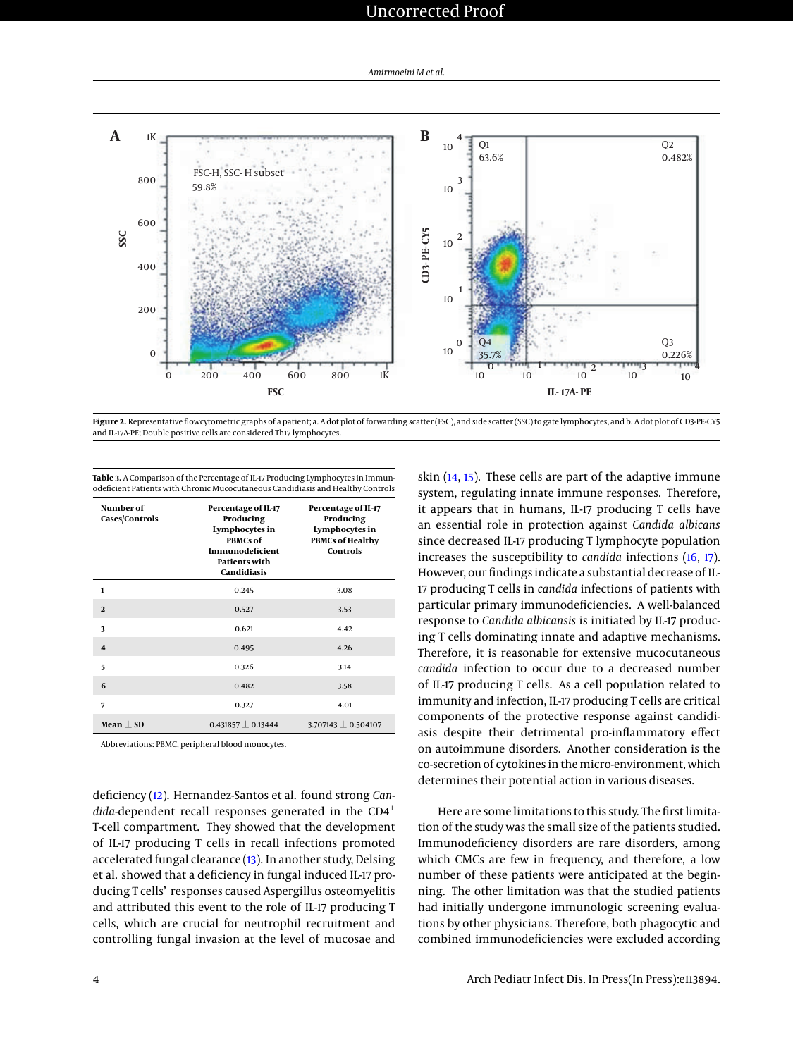Figure 2. Representative flowcytometric graphs of a patient; a. A dot plot of forwarding scatter (FSC), and side scatter (SSC) to gate lymphocytes, and b. A dot plot of CD3-PE-CY5 and IL-17A-PE; Double positive cells are considered Th17 lymphocytes.

**Table 3.** A Comparison of the Percentage of IL-17 Producing Lymphocytes in Immunodeficient Patients with Chronic Mucocutaneous Candidiasis and Healthy Controls

| Number of Cases/Controls | Percentage of IL-17 Producing Lymphocytes in PBMCs of Immunodeficient Patients with Candidiasis | Percentage of IL-17 Producing Lymphocytes in PBMCs of Healthy Controls |
|---|---|---|
| 1 | 0.245 | 3.08 |
| 2 | 0.527 | 3.53 |
| 3 | 0.621 | 4.42 |
| 4 | 0.495 | 4.26 |
| 5 | 0.326 | 3.14 |
| 6 | 0.482 | 3.58 |
| 7 | 0.327 | 4.01 |
| Mean ± SD | 0.431857 ± 0.13444 | 3.707143 ± 0.504107 |

Abbreviations: PBMC, peripheral blood monocytes.

deficiency (12). Hernandez-Santos et al. found strong *Candida*-dependent recall responses generated in the $CD4^+$ T-cell compartment. They showed that the development of IL-17 producing T cells in recall infections promoted accelerated fungal clearance (13). In another study, Delsing et al. showed that a deficiency in fungal induced IL-17 producing T cells' responses caused Aspergillus osteomyelitis and attributed this event to the role of IL-17 producing T cells, which are crucial for neutrophil recruitment and controlling fungal invasion at the level of mucosae and skin (14, 15). These cells are part of the adaptive immune system, regulating innate immune responses. Therefore, it appears that in humans, IL-17 producing T cells have an essential role in protection against *Candida albicans* since decreased IL-17 producing T lymphocyte population increases the susceptibility to *candida* infections (16, 17). However, our findings indicate a substantial decrease of IL-17 producing T cells in *candida* infections of patients with particular primary immunodeficiencies. A well-balanced response to *Candida albicansis* is initiated by IL-17 producing T cells dominating innate and adaptive mechanisms. Therefore, it is reasonable for extensive mucocutaneous *candida* infection to occur due to a decreased number of IL-17 producing T cells. As a cell population related to immunity and infection, IL-17 producing T cells are critical components of the protective response against candidiasis despite their detrimental pro-inflammatory effect on autoimmune disorders. Another consideration is the co-secretion of cytokines in the micro-environment, which determines their potential action in various diseases.

Here are some limitations to this study. The first limitation of the study was the small size of the patients studied. Immunodeficiency disorders are rare disorders, among which CMCs are few in frequency, and therefore, a low number of these patients were anticipated at the beginning. The other limitation was that the studied patients had initially undergone immunologic screening evaluations by other physicians. Therefore, both phagocytic and combined immunodeficiencies were excluded according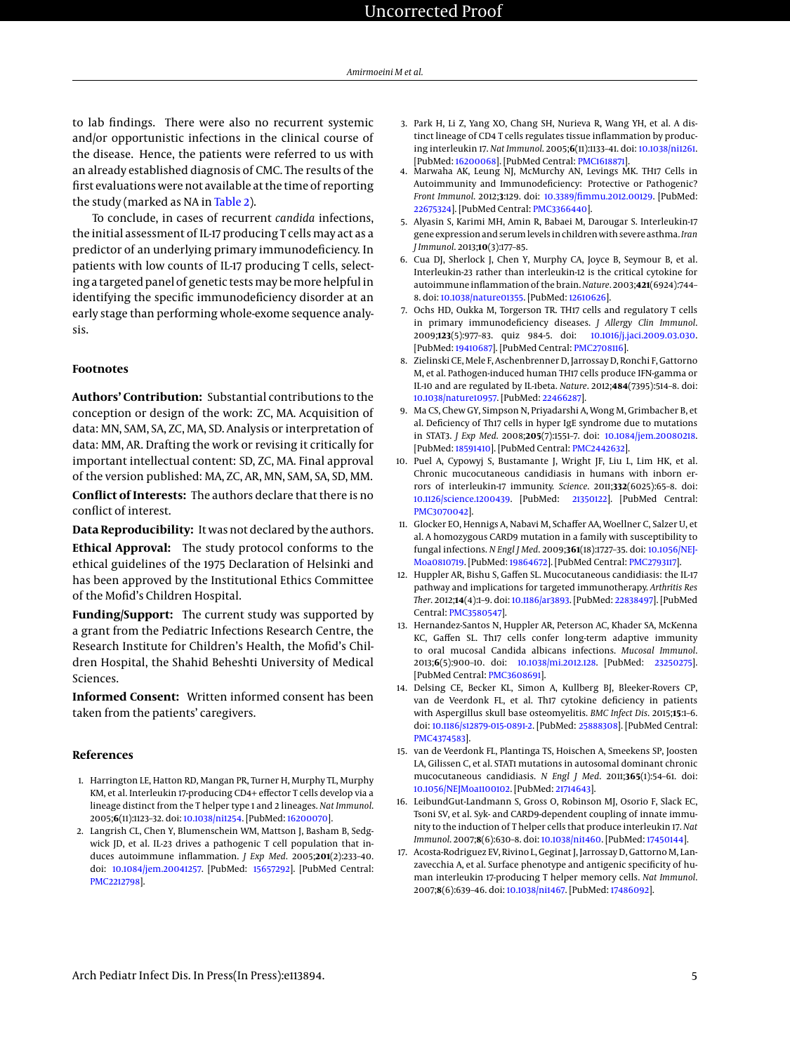to lab findings. There were also no recurrent systemic and/or opportunistic infections in the clinical course of the disease. Hence, the patients were referred to us with an already established diagnosis of CMC. The results of the first evaluations were not available at the time of reporting the study (marked as NA in Table 2).

To conclude, in cases of recurrent *candida* infections, the initial assessment of IL-17 producing T cells may act as a predictor of an underlying primary immunodeficiency. In patients with low counts of IL-17 producing T cells, selecting a targeted panel of genetic tests may be more helpful in identifying the specific immunodeficiency disorder at an early stage than performing whole-exome sequence analysis.

## Footnotes

**Authors' Contribution:** Substantial contributions to the conception or design of the work: ZC, MA. Acquisition of data: MN, SAM, SA, ZC, MA, SD. Analysis or interpretation of data: MM, AR. Drafting the work or revising it critically for important intellectual content: SD, ZC, MA. Final approval of the version published: MA, ZC, AR, MN, SAM, SA, SD, MM.

**Conflict of Interests:** The authors declare that there is no conflict of interest.

**Data Reproducibility:** It was not declared by the authors.

**Ethical Approval:** The study protocol conforms to the ethical guidelines of the 1975 Declaration of Helsinki and has been approved by the Institutional Ethics Committee of the Mofid's Children Hospital.

**Funding/Support:** The current study was supported by a grant from the Pediatric Infections Research Centre, the Research Institute for Children's Health, the Mofid's Children Hospital, the Shahid Beheshti University of Medical Sciences.

**Informed Consent:** Written informed consent has been taken from the patients' caregivers.

## References

1. Harrington LE, Hatton RD, Mangan PR, Turner H, Murphy TL, Murphy KM, et al. Interleukin 17-producing CD4+ effector T cells develop via a lineage distinct from the T helper type 1 and 2 lineages. *Nat Immunol*. 2005;**6**(11):1123–32. doi: 10.1038/ni1254. [PubMed: 16200070].
2. Langrish CL, Chen Y, Blumenschein WM, Mattson J, Basham B, Sedgwick JD, et al. IL-23 drives a pathogenic T cell population that induces autoimmune inflammation. *J Exp Med*. 2005;**201**(2):233–40. doi: 10.1084/jem.20041257. [PubMed: 15657292]. [PubMed Central: PMC2212798].
3. Park H, Li Z, Yang XO, Chang SH, Nurieva R, Wang YH, et al. A distinct lineage of CD4 T cells regulates tissue inflammation by producing interleukin 17. *Nat Immunol*. 2005;**6**(11):1133–41. doi: 10.1038/ni1261. [PubMed: 16200068]. [PubMed Central: PMC1618871].
4. Marwaha AK, Leung NJ, McMurchy AN, Levings MK. TH17 Cells in Autoimmunity and Immunodeficiency: Protective or Pathogenic? *Front Immunol*. 2012;**3**:129. doi: 10.3389/fimmu.2012.00129. [PubMed: 22675324]. [PubMed Central: PMC3366440].
5. Alyasin S, Karimi MH, Amin R, Babaei M, Darougar S. Interleukin-17 gene expression and serum levels in children with severe asthma. *Iran J Immunol*. 2013;**10**(3):177–85.
6. Cua DJ, Sherlock J, Chen Y, Murphy CA, Joyce B, Seymour B, et al. Interleukin-23 rather than interleukin-12 is the critical cytokine for autoimmune inflammation of the brain. *Nature*. 2003;**421**(6924):744–8. doi: 10.1038/nature01355. [PubMed: 12610626].
7. Ochs HD, Oukka M, Torgerson TR. TH17 cells and regulatory T cells in primary immunodeficiency diseases. *J Allergy Clin Immunol*. 2009;**123**(5):977–83. quiz 984-5. doi: 10.1016/j.jaci.2009.03.030. [PubMed: 19410687]. [PubMed Central: PMC2708116].
8. Zielinski CE, Mele F, Aschenbrenner D, Jarrossay D, Ronchi F, Gattorno M, et al. Pathogen-induced human TH17 cells produce IFN-gamma or IL-10 and are regulated by IL-1beta. *Nature*. 2012;**484**(7395):514–8. doi: 10.1038/nature10957. [PubMed: 22466287].
9. Ma CS, Chew GY, Simpson N, Priyadarshi A, Wong M, Grimbacher B, et al. Deficiency of Th17 cells in hyper IgE syndrome due to mutations in STAT3. *J Exp Med*. 2008;**205**(7):1551–7. doi: 10.1084/jem.20080218. [PubMed: 18591410]. [PubMed Central: PMC2442632].
10. Puel A, Cypowyj S, Bustamante J, Wright JF, Liu L, Lim HK, et al. Chronic mucocutaneous candidiasis in humans with inborn errors of interleukin-17 immunity. *Science*. 2011;**332**(6025):65–8. doi: 10.1126/science.1200439. [PubMed: 21350122]. [PubMed Central: PMC3070042].
11. Glocker EO, Hennigs A, Nabavi M, Schaffer AA, Woellner C, Salzer U, et al. A homozygous CARD9 mutation in a family with susceptibility to fungal infections. *N Engl J Med*. 2009;**361**(18):1727–35. doi: 10.1056/NEJMoa0810719. [PubMed: 19864672]. [PubMed Central: PMC2793117].
12. Huppler AR, Bishu S, Gaffen SL. Mucocutaneous candidiasis: the IL-17 pathway and implications for targeted immunotherapy. *Arthritis Res Ther*. 2012;**14**(4):1–9. doi: 10.1186/ar3893. [PubMed: 22838497]. [PubMed Central: PMC3580547].
13. Hernandez-Santos N, Huppler AR, Peterson AC, Khader SA, McKenna KC, Gaffen SL. Th17 cells confer long-term adaptive immunity to oral mucosal Candida albicans infections. *Mucosal Immunol*. 2013;**6**(5):900–10. doi: 10.1038/mi.2012.128. [PubMed: 23250275]. [PubMed Central: PMC3608691].
14. Delsing CE, Becker KL, Simon A, Kullberg BJ, Bleeker-Rovers CP, van de Veerdonk FL, et al. Th17 cytokine deficiency in patients with Aspergillus skull base osteomyelitis. *BMC Infect Dis*. 2015;**15**:1–6. doi: 10.1186/s12879-015-0891-2. [PubMed: 25888308]. [PubMed Central: PMC4374583].
15. van de Veerdonk FL, Plantinga TS, Hoischen A, Smeekens SP, Joosten LA, Gilissen C, et al. STAT1 mutations in autosomal dominant chronic mucocutaneous candidiasis. *N Engl J Med*. 2011;**365**(1):54–61. doi: 10.1056/NEJMoa1100102. [PubMed: 21714643].
16. LeibundGut-Landmann S, Gross O, Robinson MJ, Osorio F, Slack EC, Tsoni SV, et al. Syk- and CARD9-dependent coupling of innate immunity to the induction of T helper cells that produce interleukin 17. *Nat Immunol*. 2007;**8**(6):630–8. doi: 10.1038/ni1460. [PubMed: 17450144].
17. Acosta-Rodriguez EV, Rivino L, Geginat J, Jarrossay D, Gattorno M, Lanzavecchia A, et al. Surface phenotype and antigenic specificity of human interleukin 17-producing T helper memory cells. *Nat Immunol*. 2007;**8**(6):639–46. doi: 10.1038/ni1467. [PubMed: 17486092].